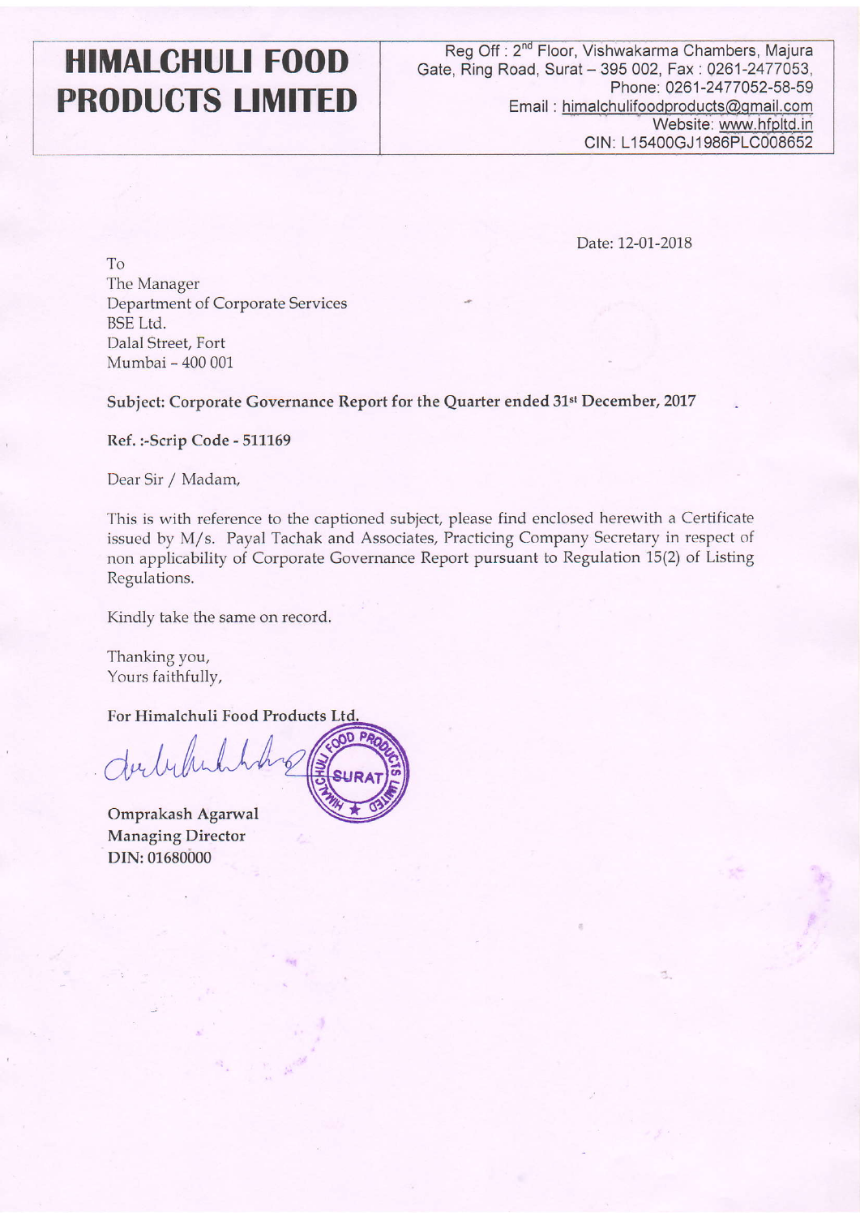# HIMALCHULI FOOD PRODUCTS LIMITED

Reg Off : 2nd Floor, Vishwakarma Chambers, Majura Gate, Ring Road, Surat – 395 002, Fax : 0261-2477053,
Phone: 0261-2477052-58-59
Email : himalchulifoodproducts@gmail.com
Website: www.hfpltd.in
CIN: L15400GJ1986PLC008652

Date: 12-01-2018

To
The Manager
Department of Corporate Services
BSE Ltd.
Dalal Street, Fort
Mumbai – 400 001

**Subject: Corporate Governance Report for the Quarter ended 31st December, 2017**

**Ref. :-Scrip Code - 511169**

Dear Sir / Madam,

This is with reference to the captioned subject, please find enclosed herewith a Certificate issued by M/s. Payal Tachak and Associates, Practicing Company Secretary in respect of non applicability of Corporate Governance Report pursuant to Regulation 15(2) of Listing Regulations.

Kindly take the same on record.

Thanking you,
Yours faithfully,

**For Himalchuli Food Products Ltd.**

**Omprakash Agarwal**
**Managing Director**
**DIN: 01680000**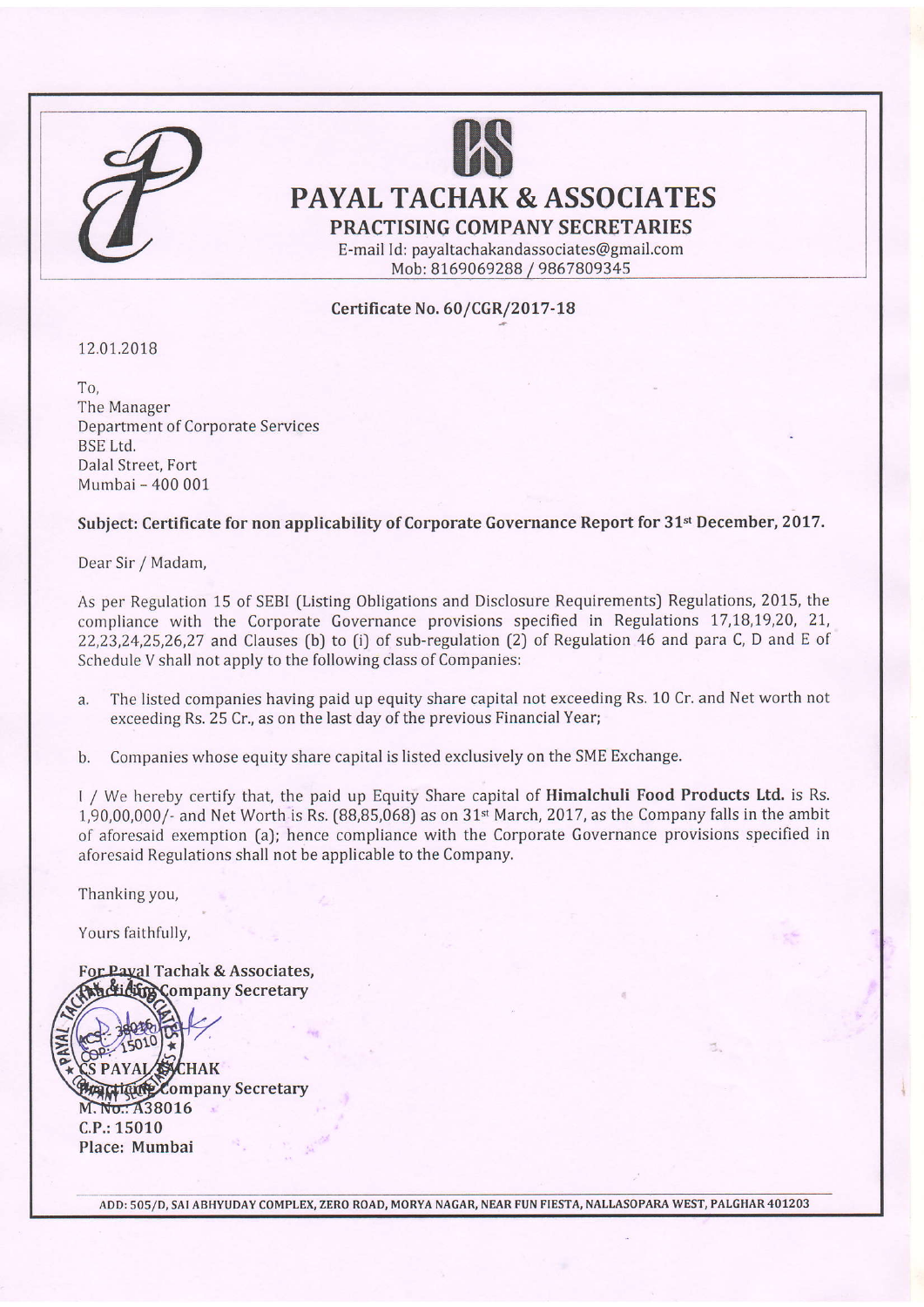# PAYAL TACHAK & ASSOCIATES

## PRACTISING COMPANY SECRETARIES

E-mail Id: payaltachakandassociates@gmail.com
Mob: 8169069288 / 9867809345

**Certificate No. 60/CGR/2017-18**

12.01.2018

To,
The Manager
Department of Corporate Services
BSE Ltd.
Dalal Street, Fort
Mumbai – 400 001

**Subject: Certificate for non applicability of Corporate Governance Report for 31st December, 2017.**

Dear Sir / Madam,

As per Regulation 15 of SEBI (Listing Obligations and Disclosure Requirements) Regulations, 2015, the compliance with the Corporate Governance provisions specified in Regulations 17,18,19,20, 21, 22,23,24,25,26,27 and Clauses (b) to (i) of sub-regulation (2) of Regulation 46 and para C, D and E of Schedule V shall not apply to the following class of Companies:

a. The listed companies having paid up equity share capital not exceeding Rs. 10 Cr. and Net worth not exceeding Rs. 25 Cr., as on the last day of the previous Financial Year;

b. Companies whose equity share capital is listed exclusively on the SME Exchange.

I / We hereby certify that, the paid up Equity Share capital of **Himalchuli Food Products Ltd.** is Rs. 1,90,00,000/- and Net Worth is Rs. (88,85,068) as on 31st March, 2017, as the Company falls in the ambit of aforesaid exemption (a); hence compliance with the Corporate Governance provisions specified in aforesaid Regulations shall not be applicable to the Company.

Thanking you,

Yours faithfully,

**For Payal Tachak & Associates,**
**Practising Company Secretary**

**CS PAYAL TACHAK**
**Practising Company Secretary**
**M. No.: A38016**
**C.P.: 15010**
**Place: Mumbai**

ADD: 505/D, SAI ABHYUDAY COMPLEX, ZERO ROAD, MORYA NAGAR, NEAR FUN FIESTA, NALLASOPARA WEST, PALGHAR 401203